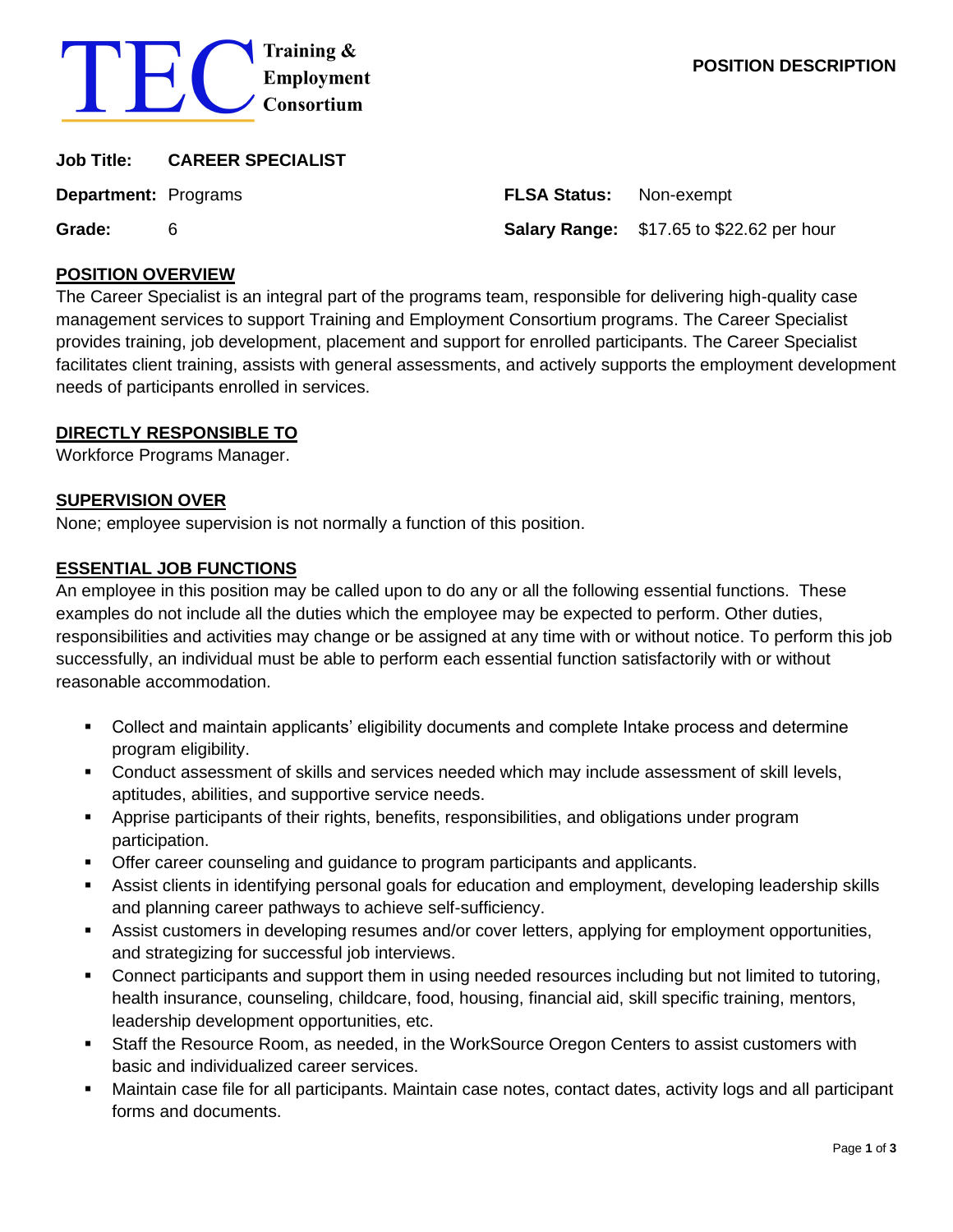**TEC** Training & Employment Consortium

**POSITION DESCRIPTION**

**Job Title:** **CAREER SPECIALIST**

| | | | |
|---|---|---|---|
| **Department:** | Programs | **FLSA Status:** | Non-exempt |
| **Grade:** | 6 | **Salary Range:** | $17.65 to $22.62 per hour |

## POSITION OVERVIEW

The Career Specialist is an integral part of the programs team, responsible for delivering high-quality case management services to support Training and Employment Consortium programs. The Career Specialist provides training, job development, placement and support for enrolled participants. The Career Specialist facilitates client training, assists with general assessments, and actively supports the employment development needs of participants enrolled in services.

## DIRECTLY RESPONSIBLE TO

Workforce Programs Manager.

## SUPERVISION OVER

None; employee supervision is not normally a function of this position.

## ESSENTIAL JOB FUNCTIONS

An employee in this position may be called upon to do any or all the following essential functions. These examples do not include all the duties which the employee may be expected to perform. Other duties, responsibilities and activities may change or be assigned at any time with or without notice. To perform this job successfully, an individual must be able to perform each essential function satisfactorily with or without reasonable accommodation.

- Collect and maintain applicants' eligibility documents and complete Intake process and determine program eligibility.
- Conduct assessment of skills and services needed which may include assessment of skill levels, aptitudes, abilities, and supportive service needs.
- Apprise participants of their rights, benefits, responsibilities, and obligations under program participation.
- Offer career counseling and guidance to program participants and applicants.
- Assist clients in identifying personal goals for education and employment, developing leadership skills and planning career pathways to achieve self-sufficiency.
- Assist customers in developing resumes and/or cover letters, applying for employment opportunities, and strategizing for successful job interviews.
- Connect participants and support them in using needed resources including but not limited to tutoring, health insurance, counseling, childcare, food, housing, financial aid, skill specific training, mentors, leadership development opportunities, etc.
- Staff the Resource Room, as needed, in the WorkSource Oregon Centers to assist customers with basic and individualized career services.
- Maintain case file for all participants. Maintain case notes, contact dates, activity logs and all participant forms and documents.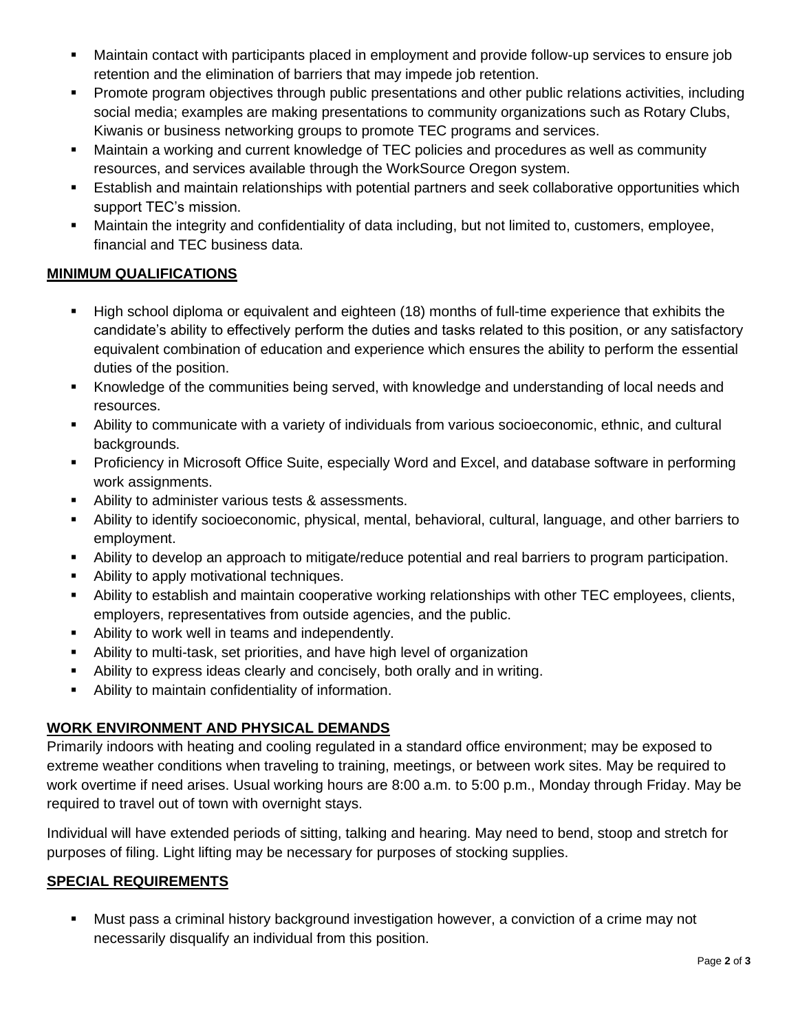- Maintain contact with participants placed in employment and provide follow-up services to ensure job retention and the elimination of barriers that may impede job retention.
- Promote program objectives through public presentations and other public relations activities, including social media; examples are making presentations to community organizations such as Rotary Clubs, Kiwanis or business networking groups to promote TEC programs and services.
- Maintain a working and current knowledge of TEC policies and procedures as well as community resources, and services available through the WorkSource Oregon system.
- Establish and maintain relationships with potential partners and seek collaborative opportunities which support TEC's mission.
- Maintain the integrity and confidentiality of data including, but not limited to, customers, employee, financial and TEC business data.

## MINIMUM QUALIFICATIONS

- High school diploma or equivalent and eighteen (18) months of full-time experience that exhibits the candidate's ability to effectively perform the duties and tasks related to this position, or any satisfactory equivalent combination of education and experience which ensures the ability to perform the essential duties of the position.
- Knowledge of the communities being served, with knowledge and understanding of local needs and resources.
- Ability to communicate with a variety of individuals from various socioeconomic, ethnic, and cultural backgrounds.
- Proficiency in Microsoft Office Suite, especially Word and Excel, and database software in performing work assignments.
- Ability to administer various tests & assessments.
- Ability to identify socioeconomic, physical, mental, behavioral, cultural, language, and other barriers to employment.
- Ability to develop an approach to mitigate/reduce potential and real barriers to program participation.
- Ability to apply motivational techniques.
- Ability to establish and maintain cooperative working relationships with other TEC employees, clients, employers, representatives from outside agencies, and the public.
- Ability to work well in teams and independently.
- Ability to multi-task, set priorities, and have high level of organization
- Ability to express ideas clearly and concisely, both orally and in writing.
- Ability to maintain confidentiality of information.

## WORK ENVIRONMENT AND PHYSICAL DEMANDS

Primarily indoors with heating and cooling regulated in a standard office environment; may be exposed to extreme weather conditions when traveling to training, meetings, or between work sites. May be required to work overtime if need arises. Usual working hours are 8:00 a.m. to 5:00 p.m., Monday through Friday. May be required to travel out of town with overnight stays.

Individual will have extended periods of sitting, talking and hearing. May need to bend, stoop and stretch for purposes of filing. Light lifting may be necessary for purposes of stocking supplies.

## SPECIAL REQUIREMENTS

- Must pass a criminal history background investigation however, a conviction of a crime may not necessarily disqualify an individual from this position.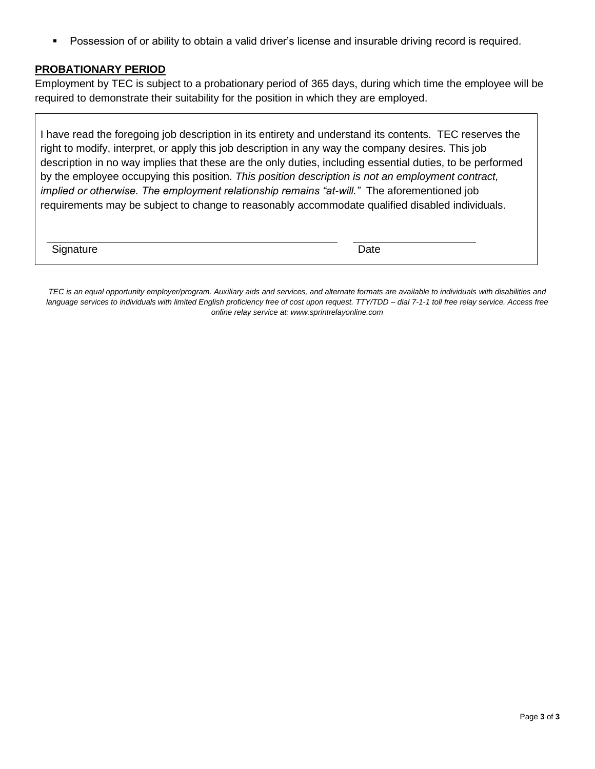- Possession of or ability to obtain a valid driver's license and insurable driving record is required.

## PROBATIONARY PERIOD

Employment by TEC is subject to a probationary period of 365 days, during which time the employee will be required to demonstrate their suitability for the position in which they are employed.

I have read the foregoing job description in its entirety and understand its contents. TEC reserves the right to modify, interpret, or apply this job description in any way the company desires. This job description in no way implies that these are the only duties, including essential duties, to be performed by the employee occupying this position. *This position description is not an employment contract, implied or otherwise. The employment relationship remains "at-will."* The aforementioned job requirements may be subject to change to reasonably accommodate qualified disabled individuals.

Signature ______________________________ Date ______________

*TEC is an equal opportunity employer/program. Auxiliary aids and services, and alternate formats are available to individuals with disabilities and language services to individuals with limited English proficiency free of cost upon request. TTY/TDD – dial 7-1-1 toll free relay service. Access free online relay service at: www.sprintrelayonline.com*